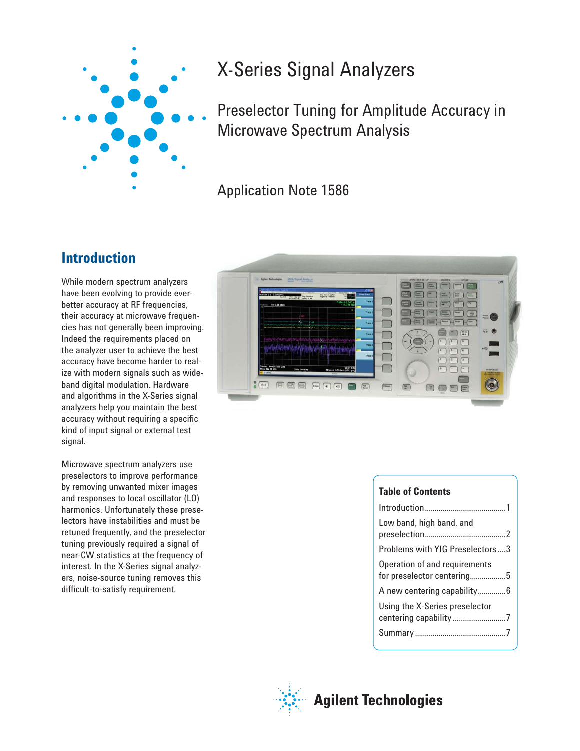# X-Series Signal Analyzers

## Preselector Tuning for Amplitude Accuracy in Microwave Spectrum Analysis

Application Note 1586

## Introduction

While modern spectrum analyzers have been evolving to provide ever-better accuracy at RF frequencies, their accuracy at microwave frequencies has not generally been improving. Indeed the requirements placed on the analyzer user to achieve the best accuracy have become harder to realize with modern signals such as wideband digital modulation. Hardware and algorithms in the X-Series signal analyzers help you maintain the best accuracy without requiring a specific kind of input signal or external test signal.

Microwave spectrum analyzers use preselectors to improve performance by removing unwanted mixer images and responses to local oscillator (LO) harmonics. Unfortunately these preselectors have instabilities and must be retuned frequently, and the preselector tuning previously required a signal of near-CW statistics at the frequency of interest. In the X-Series signal analyzers, noise-source tuning removes this difficult-to-satisfy requirement.

**Table of Contents**

Introduction ........................................ 1
Low band, high band, and preselection ........................................ 2
Problems with YIG Preselectors .... 3
Operation of and requirements for preselector centering ................. 5
A new centering capability ............. 6
Using the X-Series preselector centering capability ........................... 7
Summary ............................................ 7

Agilent Technologies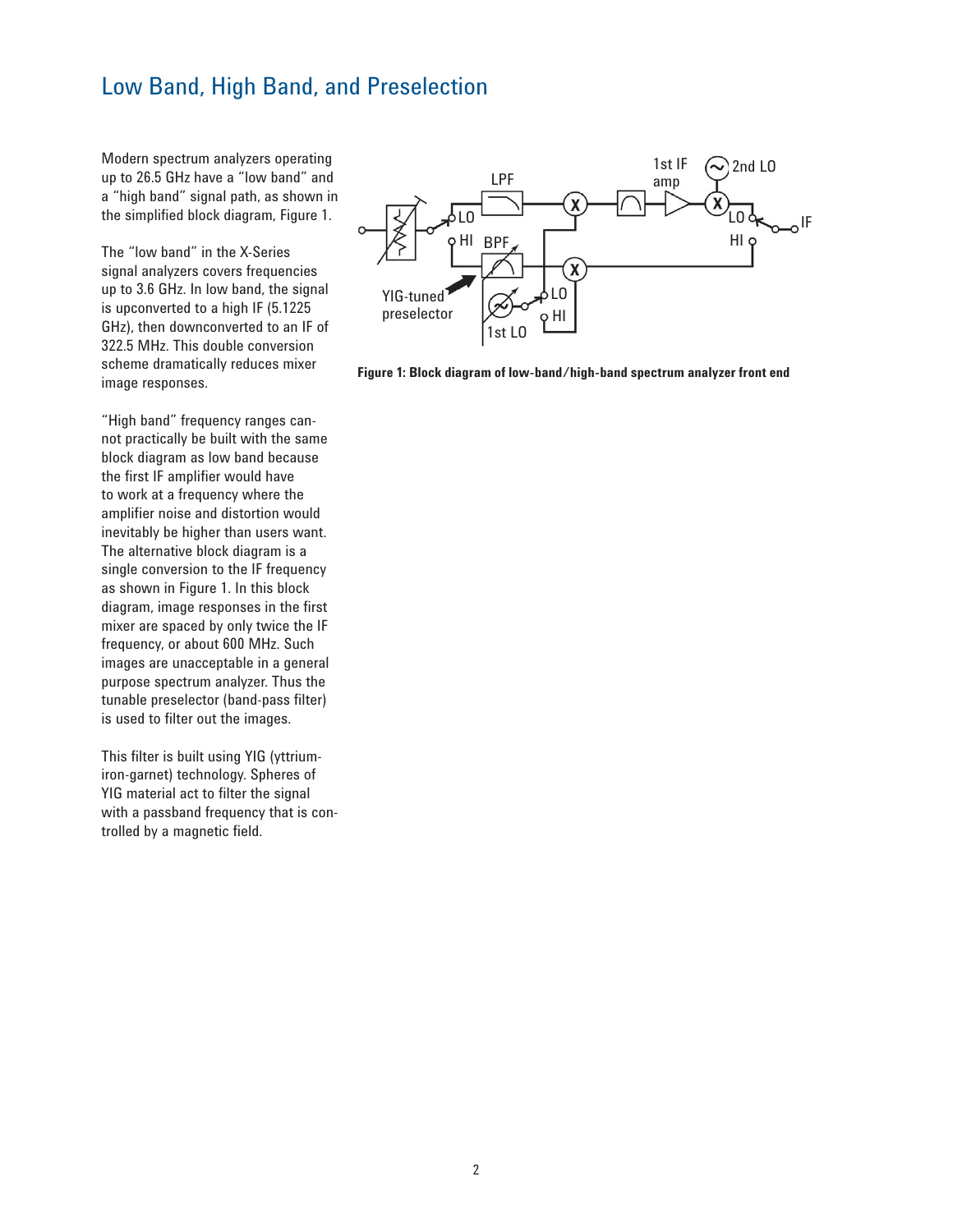# Low Band, High Band, and Preselection

Modern spectrum analyzers operating up to 26.5 GHz have a "low band" and a "high band" signal path, as shown in the simplified block diagram, Figure 1.

The "low band" in the X-Series signal analyzers covers frequencies up to 3.6 GHz. In low band, the signal is upconverted to a high IF (5.1225 GHz), then downconverted to an IF of 322.5 MHz. This double conversion scheme dramatically reduces mixer image responses.

"High band" frequency ranges cannot practically be built with the same block diagram as low band because the first IF amplifier would have to work at a frequency where the amplifier noise and distortion would inevitably be higher than users want. The alternative block diagram is a single conversion to the IF frequency as shown in Figure 1. In this block diagram, image responses in the first mixer are spaced by only twice the IF frequency, or about 600 MHz. Such images are unacceptable in a general purpose spectrum analyzer. Thus the tunable preselector (band-pass filter) is used to filter out the images.

This filter is built using YIG (yttrium-iron-garnet) technology. Spheres of YIG material act to filter the signal with a passband frequency that is controlled by a magnetic field.

**Figure 1: Block diagram of low-band/high-band spectrum analyzer front end**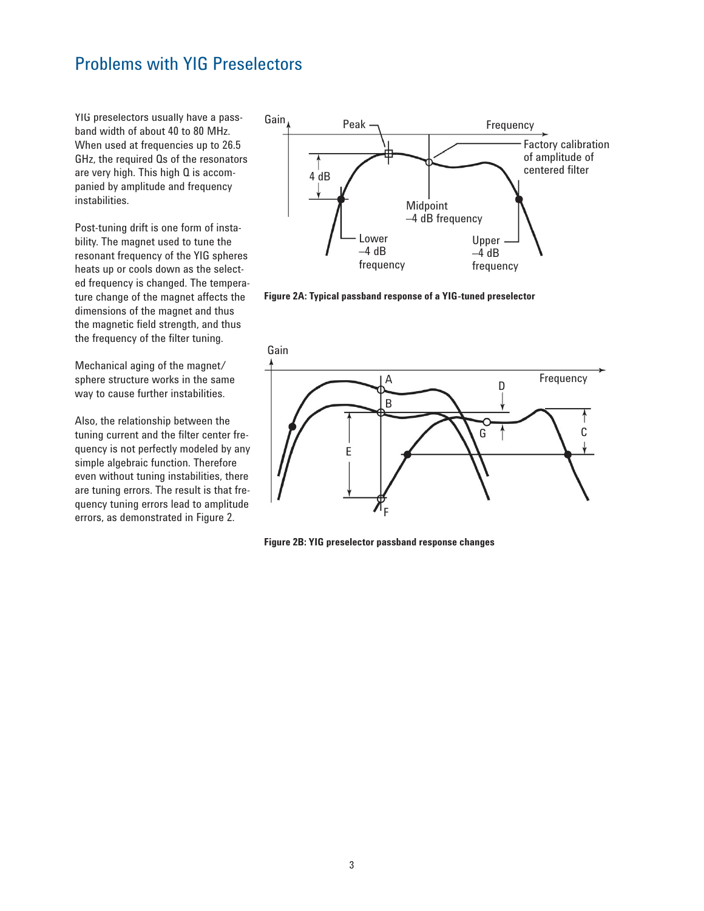# Problems with YIG Preselectors

YIG preselectors usually have a passband width of about 40 to 80 MHz. When used at frequencies up to 26.5 GHz, the required Qs of the resonators are very high. This high Q is accompanied by amplitude and frequency instabilities.

Post-tuning drift is one form of instability. The magnet used to tune the resonant frequency of the YIG spheres heats up or cools down as the selected frequency is changed. The temperature change of the magnet affects the dimensions of the magnet and thus the magnetic field strength, and thus the frequency of the filter tuning.

Mechanical aging of the magnet/sphere structure works in the same way to cause further instabilities.

Also, the relationship between the tuning current and the filter center frequency is not perfectly modeled by any simple algebraic function. Therefore even without tuning instabilities, there are tuning errors. The result is that frequency tuning errors lead to amplitude errors, as demonstrated in Figure 2.

**Figure 2A: Typical passband response of a YIG-tuned preselector**

**Figure 2B: YIG preselector passband response changes**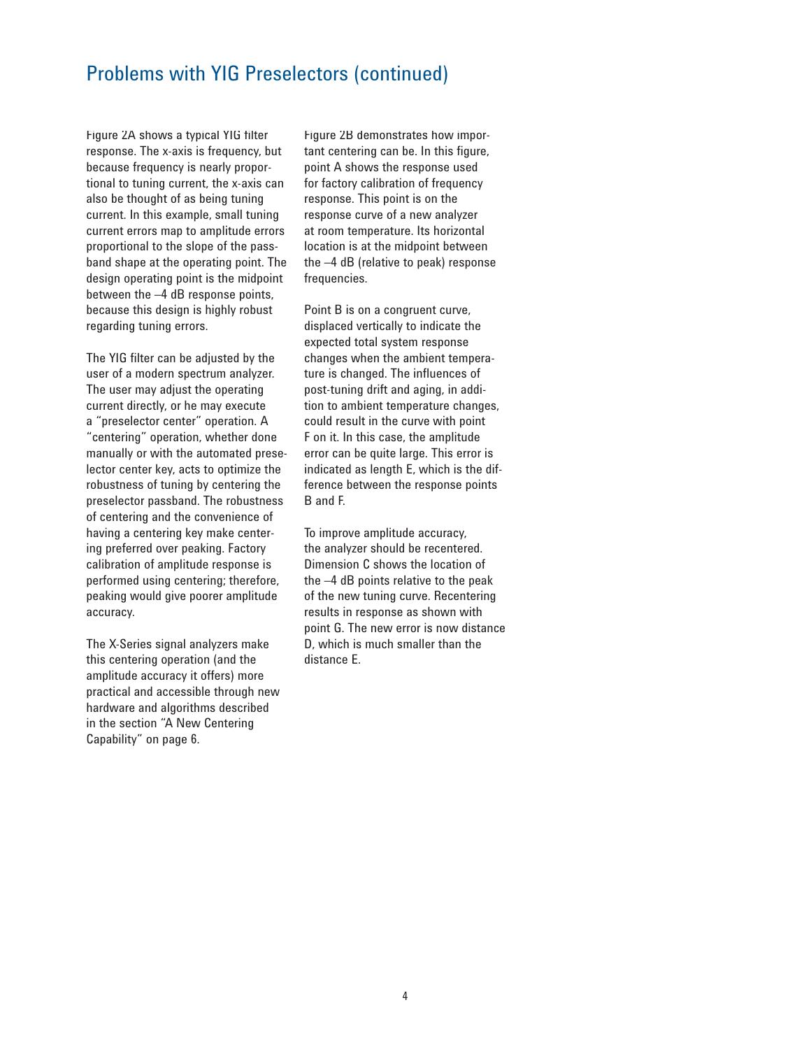# Problems with YIG Preselectors (continued)

Figure 2A shows a typical YIG filter response. The x-axis is frequency, but because frequency is nearly proportional to tuning current, the x-axis can also be thought of as being tuning current. In this example, small tuning current errors map to amplitude errors proportional to the slope of the passband shape at the operating point. The design operating point is the midpoint between the –4 dB response points, because this design is highly robust regarding tuning errors.

The YIG filter can be adjusted by the user of a modern spectrum analyzer. The user may adjust the operating current directly, or he may execute a "preselector center" operation. A "centering" operation, whether done manually or with the automated preselector center key, acts to optimize the robustness of tuning by centering the preselector passband. The robustness of centering and the convenience of having a centering key make centering preferred over peaking. Factory calibration of amplitude response is performed using centering; therefore, peaking would give poorer amplitude accuracy.

The X-Series signal analyzers make this centering operation (and the amplitude accuracy it offers) more practical and accessible through new hardware and algorithms described in the section "A New Centering Capability" on page 6.

Figure 2B demonstrates how important centering can be. In this figure, point A shows the response used for factory calibration of frequency response. This point is on the response curve of a new analyzer at room temperature. Its horizontal location is at the midpoint between the –4 dB (relative to peak) response frequencies.

Point B is on a congruent curve, displaced vertically to indicate the expected total system response changes when the ambient temperature is changed. The influences of post-tuning drift and aging, in addition to ambient temperature changes, could result in the curve with point F on it. In this case, the amplitude error can be quite large. This error is indicated as length E, which is the difference between the response points B and F.

To improve amplitude accuracy, the analyzer should be recentered. Dimension C shows the location of the –4 dB points relative to the peak of the new tuning curve. Recentering results in response as shown with point G. The new error is now distance D, which is much smaller than the distance E.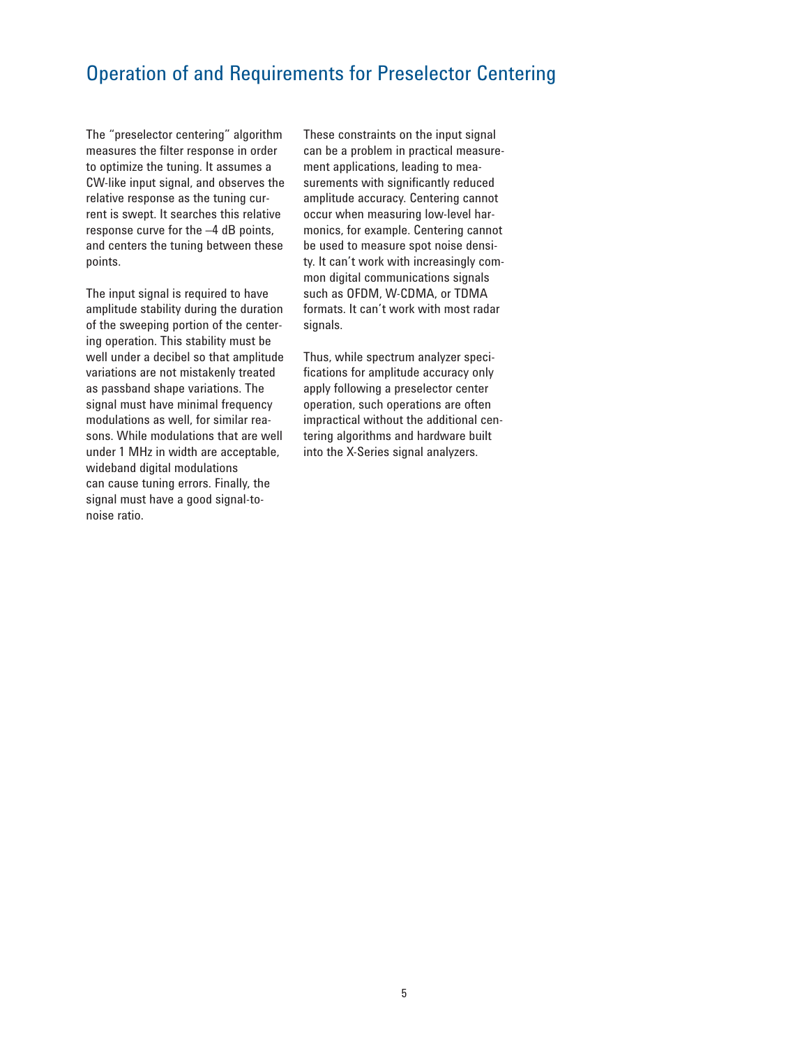## Operation of and Requirements for Preselector Centering

The "preselector centering" algorithm measures the filter response in order to optimize the tuning. It assumes a CW-like input signal, and observes the relative response as the tuning current is swept. It searches this relative response curve for the –4 dB points, and centers the tuning between these points.

The input signal is required to have amplitude stability during the duration of the sweeping portion of the centering operation. This stability must be well under a decibel so that amplitude variations are not mistakenly treated as passband shape variations. The signal must have minimal frequency modulations as well, for similar reasons. While modulations that are well under 1 MHz in width are acceptable, wideband digital modulations can cause tuning errors. Finally, the signal must have a good signal-to-noise ratio.

These constraints on the input signal can be a problem in practical measurement applications, leading to measurements with significantly reduced amplitude accuracy. Centering cannot occur when measuring low-level harmonics, for example. Centering cannot be used to measure spot noise density. It can't work with increasingly common digital communications signals such as OFDM, W-CDMA, or TDMA formats. It can't work with most radar signals.

Thus, while spectrum analyzer specifications for amplitude accuracy only apply following a preselector center operation, such operations are often impractical without the additional centering algorithms and hardware built into the X-Series signal analyzers.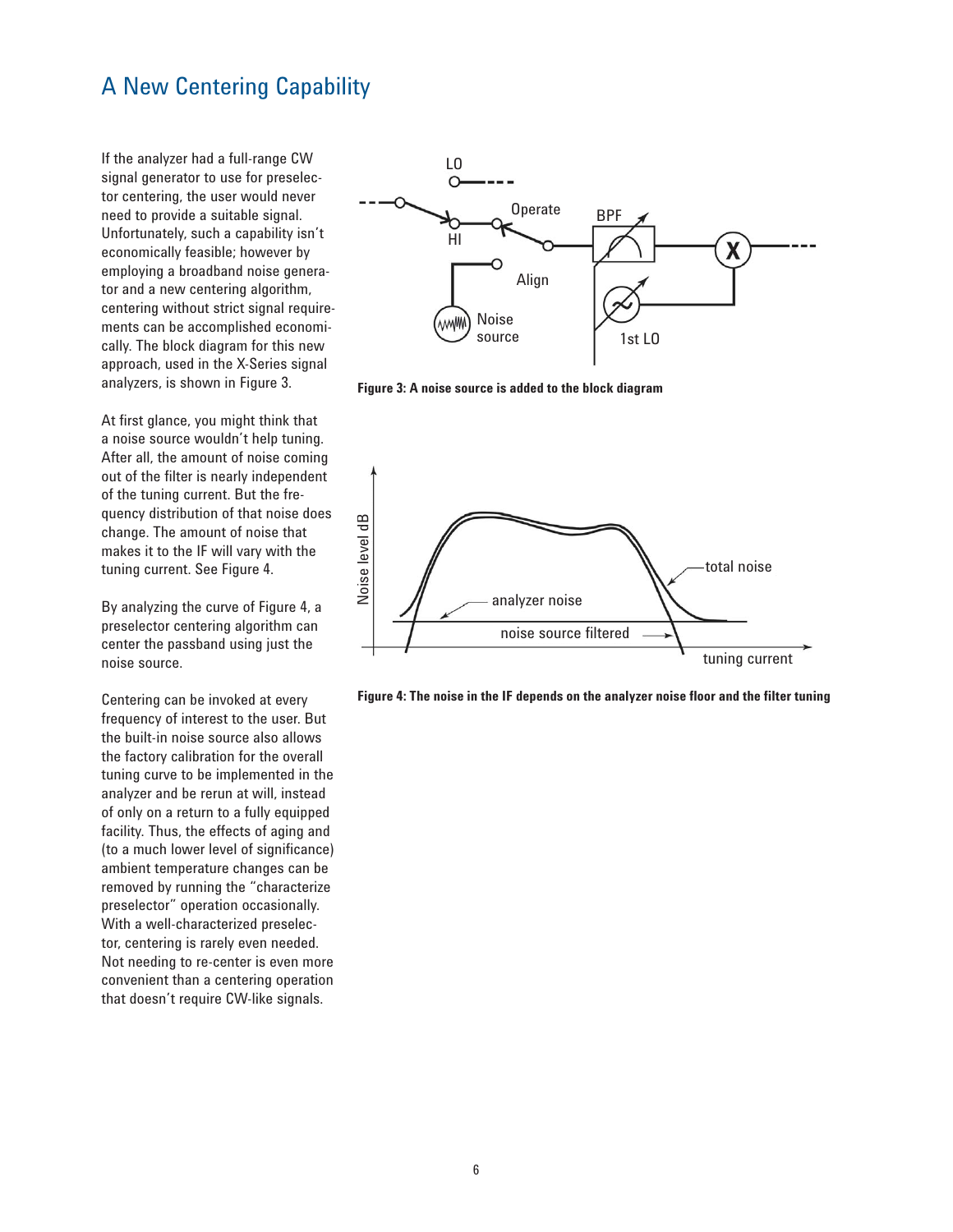## A New Centering Capability

If the analyzer had a full-range CW signal generator to use for preselector centering, the user would never need to provide a suitable signal. Unfortunately, such a capability isn't economically feasible; however by employing a broadband noise generator and a new centering algorithm, centering without strict signal requirements can be accomplished economically. The block diagram for this new approach, used in the X-Series signal analyzers, is shown in Figure 3.

At first glance, you might think that a noise source wouldn't help tuning. After all, the amount of noise coming out of the filter is nearly independent of the tuning current. But the frequency distribution of that noise does change. The amount of noise that makes it to the IF will vary with the tuning current. See Figure 4.

By analyzing the curve of Figure 4, a preselector centering algorithm can center the passband using just the noise source.

Centering can be invoked at every frequency of interest to the user. But the built-in noise source also allows the factory calibration for the overall tuning curve to be implemented in the analyzer and be rerun at will, instead of only on a return to a fully equipped facility. Thus, the effects of aging and (to a much lower level of significance) ambient temperature changes can be removed by running the "characterize preselector" operation occasionally. With a well-characterized preselector, centering is rarely even needed. Not needing to re-center is even more convenient than a centering operation that doesn't require CW-like signals.

**Figure 3: A noise source is added to the block diagram**

**Figure 4: The noise in the IF depends on the analyzer noise floor and the filter tuning**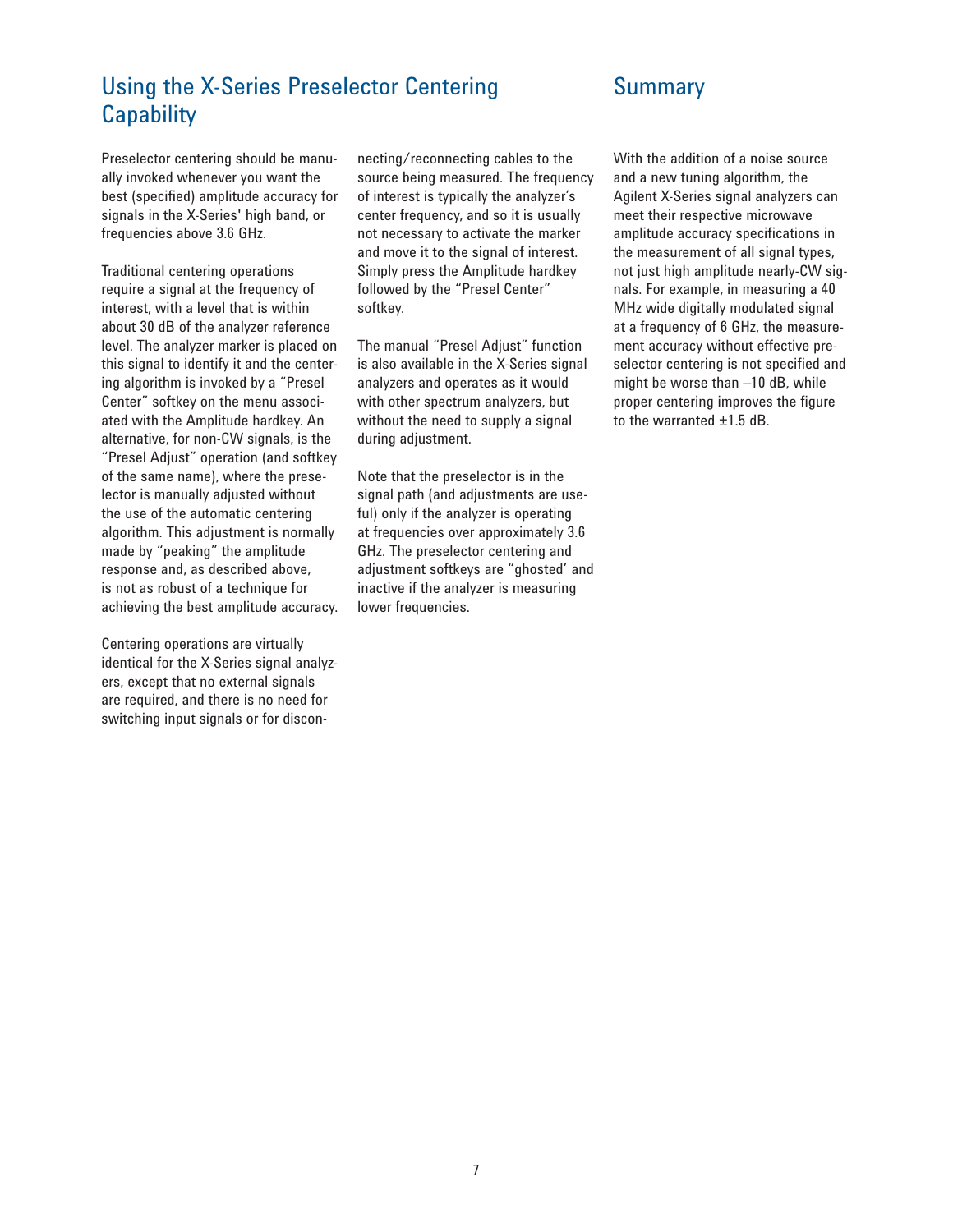## Using the X-Series Preselector Centering Capability

Preselector centering should be manually invoked whenever you want the best (specified) amplitude accuracy for signals in the X-Series' high band, or frequencies above 3.6 GHz.

Traditional centering operations require a signal at the frequency of interest, with a level that is within about 30 dB of the analyzer reference level. The analyzer marker is placed on this signal to identify it and the centering algorithm is invoked by a "Presel Center" softkey on the menu associated with the Amplitude hardkey. An alternative, for non-CW signals, is the "Presel Adjust" operation (and softkey of the same name), where the preselector is manually adjusted without the use of the automatic centering algorithm. This adjustment is normally made by "peaking" the amplitude response and, as described above, is not as robust of a technique for achieving the best amplitude accuracy.

Centering operations are virtually identical for the X-Series signal analyzers, except that no external signals are required, and there is no need for switching input signals or for disconnecting/reconnecting cables to the source being measured. The frequency of interest is typically the analyzer's center frequency, and so it is usually not necessary to activate the marker and move it to the signal of interest. Simply press the Amplitude hardkey followed by the "Presel Center" softkey.

The manual "Presel Adjust" function is also available in the X-Series signal analyzers and operates as it would with other spectrum analyzers, but without the need to supply a signal during adjustment.

Note that the preselector is in the signal path (and adjustments are useful) only if the analyzer is operating at frequencies over approximately 3.6 GHz. The preselector centering and adjustment softkeys are "ghosted' and inactive if the analyzer is measuring lower frequencies.

## Summary

With the addition of a noise source and a new tuning algorithm, the Agilent X-Series signal analyzers can meet their respective microwave amplitude accuracy specifications in the measurement of all signal types, not just high amplitude nearly-CW signals. For example, in measuring a 40 MHz wide digitally modulated signal at a frequency of 6 GHz, the measurement accuracy without effective preselector centering is not specified and might be worse than –10 dB, while proper centering improves the figure to the warranted ±1.5 dB.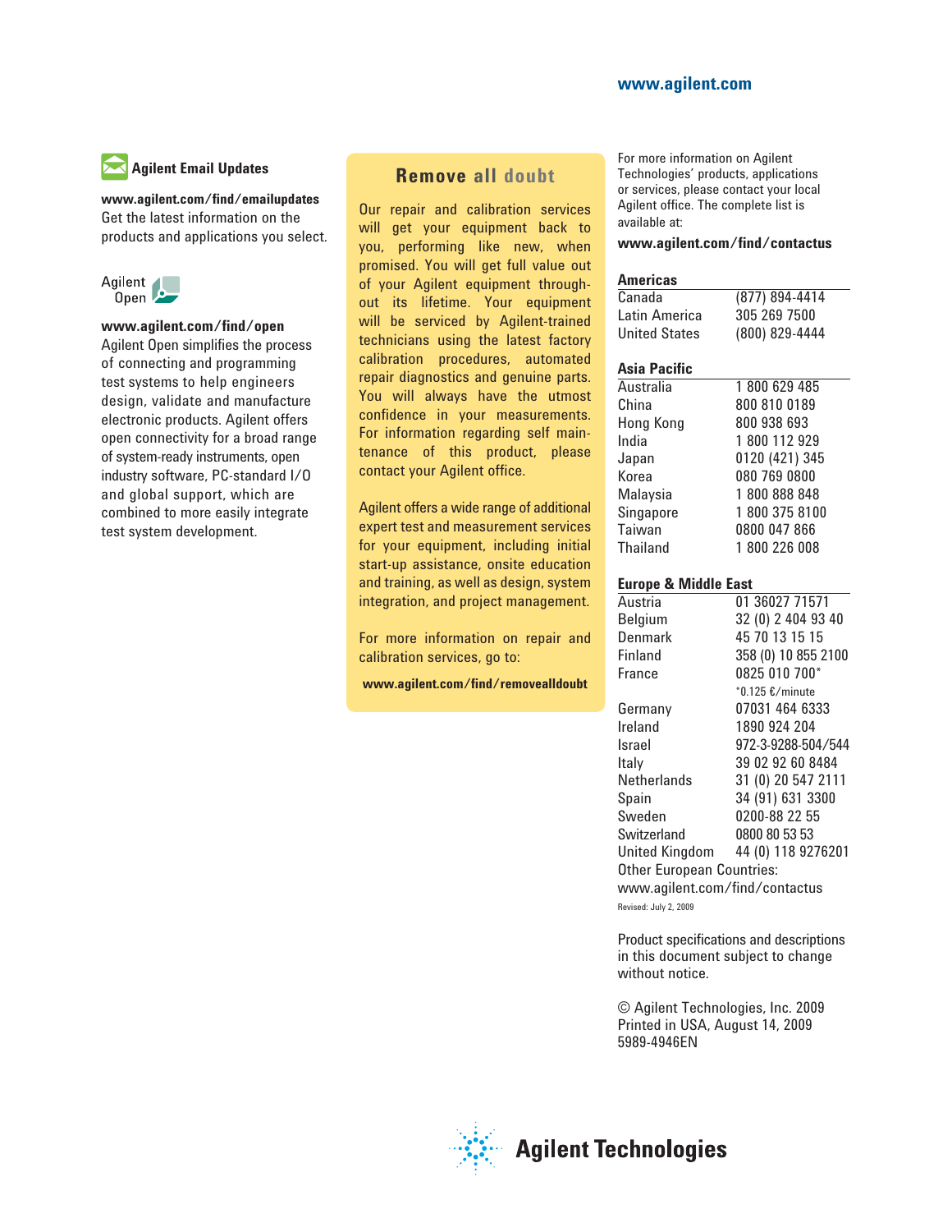www.agilent.com

**Agilent Email Updates**

**www.agilent.com/find/emailupdates**
Get the latest information on the products and applications you select.

Agilent Open

**www.agilent.com/find/open**
Agilent Open simplifies the process of connecting and programming test systems to help engineers design, validate and manufacture electronic products. Agilent offers open connectivity for a broad range of system-ready instruments, open industry software, PC-standard I/O and global support, which are combined to more easily integrate test system development.

## Remove all doubt

Our repair and calibration services will get your equipment back to you, performing like new, when promised. You will get full value out of your Agilent equipment throughout its lifetime. Your equipment will be serviced by Agilent-trained technicians using the latest factory calibration procedures, automated repair diagnostics and genuine parts. You will always have the utmost confidence in your measurements. For information regarding self maintenance of this product, please contact your Agilent office.

Agilent offers a wide range of additional expert test and measurement services for your equipment, including initial start-up assistance, onsite education and training, as well as design, system integration, and project management.

For more information on repair and calibration services, go to:

**www.agilent.com/find/removealldoubt**

For more information on Agilent Technologies' products, applications or services, please contact your local Agilent office. The complete list is available at:

**www.agilent.com/find/contactus**

**Americas**

| | |
|---|---|
| Canada | (877) 894-4414 |
| Latin America | 305 269 7500 |
| United States | (800) 829-4444 |

**Asia Pacific**

| | |
|---|---|
| Australia | 1 800 629 485 |
| China | 800 810 0189 |
| Hong Kong | 800 938 693 |
| India | 1 800 112 929 |
| Japan | 0120 (421) 345 |
| Korea | 080 769 0800 |
| Malaysia | 1 800 888 848 |
| Singapore | 1 800 375 8100 |
| Taiwan | 0800 047 866 |
| Thailand | 1 800 226 008 |

**Europe & Middle East**

| | |
|---|---|
| Austria | 01 36027 71571 |
| Belgium | 32 (0) 2 404 93 40 |
| Denmark | 45 70 13 15 15 |
| Finland | 358 (0) 10 855 2100 |
| France | 0825 010 700* |
| | *0.125 €/minute |
| Germany | 07031 464 6333 |
| Ireland | 1890 924 204 |
| Israel | 972-3-9288-504/544 |
| Italy | 39 02 92 60 8484 |
| Netherlands | 31 (0) 20 547 2111 |
| Spain | 34 (91) 631 3300 |
| Sweden | 0200-88 22 55 |
| Switzerland | 0800 80 53 53 |
| United Kingdom | 44 (0) 118 9276201 |

Other European Countries:
www.agilent.com/find/contactus

Revised: July 2, 2009

Product specifications and descriptions in this document subject to change without notice.

© Agilent Technologies, Inc. 2009
Printed in USA, August 14, 2009
5989-4946EN

Agilent Technologies